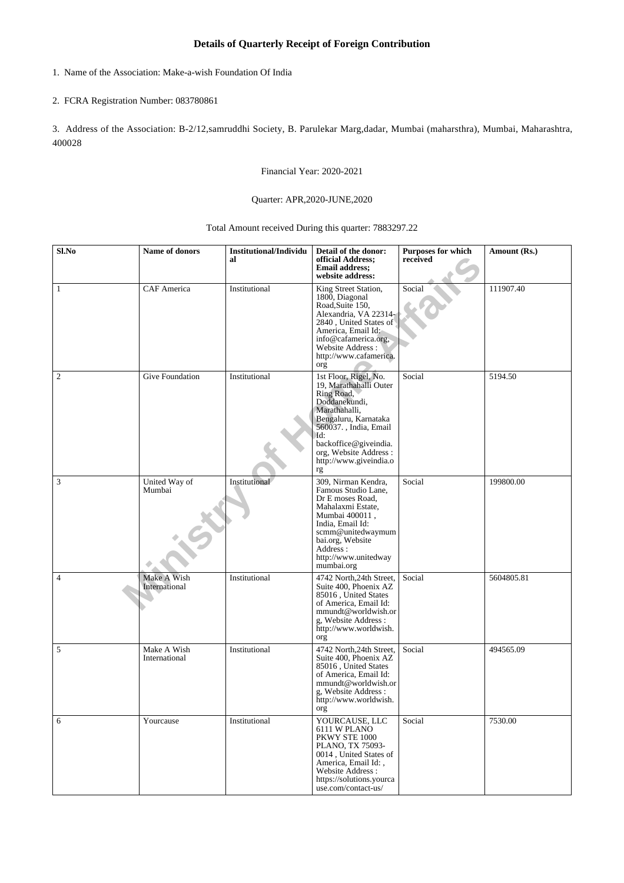# Details of Quarterly Receipt of Foreign Contribution

1. Name of the Association: Make-a-wish Foundation Of India

2. FCRA Registration Number: 083780861

3. Address of the Association: B-2/12,samruddhi Society, B. Parulekar Marg,dadar, Mumbai (maharsthra), Mumbai, Maharashtra, 400028

Financial Year: 2020-2021

Quarter: APR,2020-JUNE,2020

Total Amount received During this quarter: 7883297.22

| Sl.No | Name of donors | Institutional/Individual | Detail of the donor: official Address; Email address; website address: | Purposes for which received | Amount (Rs.) |
|---|---|---|---|---|---|
| 1 | CAF America | Institutional | King Street Station, 1800, Diagonal Road,Suite 150, Alexandria, VA 22314-2840 , United States of America, Email Id: info@cafamerica.org, Website Address : http://www.cafamerica.org | Social | 111907.40 |
| 2 | Give Foundation | Institutional | 1st Floor, Rigel, No. 19, Marathahalli Outer Ring Road, Doddanekundi, Marathahalli, Bengaluru, Karnataka 560037. , India, Email Id: backoffice@giveindia.org, Website Address : http://www.giveindia.org | Social | 5194.50 |
| 3 | United Way of Mumbai | Institutional | 309, Nirman Kendra, Famous Studio Lane, Dr E moses Road, Mahalaxmi Estate, Mumbai 400011 , India, Email Id: scmm@unitedwaymumbai.org, Website Address : http://www.unitedwaymumbai.org | Social | 199800.00 |
| 4 | Make A Wish International | Institutional | 4742 North,24th Street, Suite 400, Phoenix AZ 85016 , United States of America, Email Id: mmundt@worldwish.org, Website Address : http://www.worldwish.org | Social | 5604805.81 |
| 5 | Make A Wish International | Institutional | 4742 North,24th Street, Suite 400, Phoenix AZ 85016 , United States of America, Email Id: mmundt@worldwish.org, Website Address : http://www.worldwish.org | Social | 494565.09 |
| 6 | Yourcause | Institutional | YOURCAUSE, LLC 6111 W PLANO PKWY STE 1000 PLANO, TX 75093-0014 , United States of America, Email Id: , Website Address : https://solutions.yourcause.com/contact-us/ | Social | 7530.00 |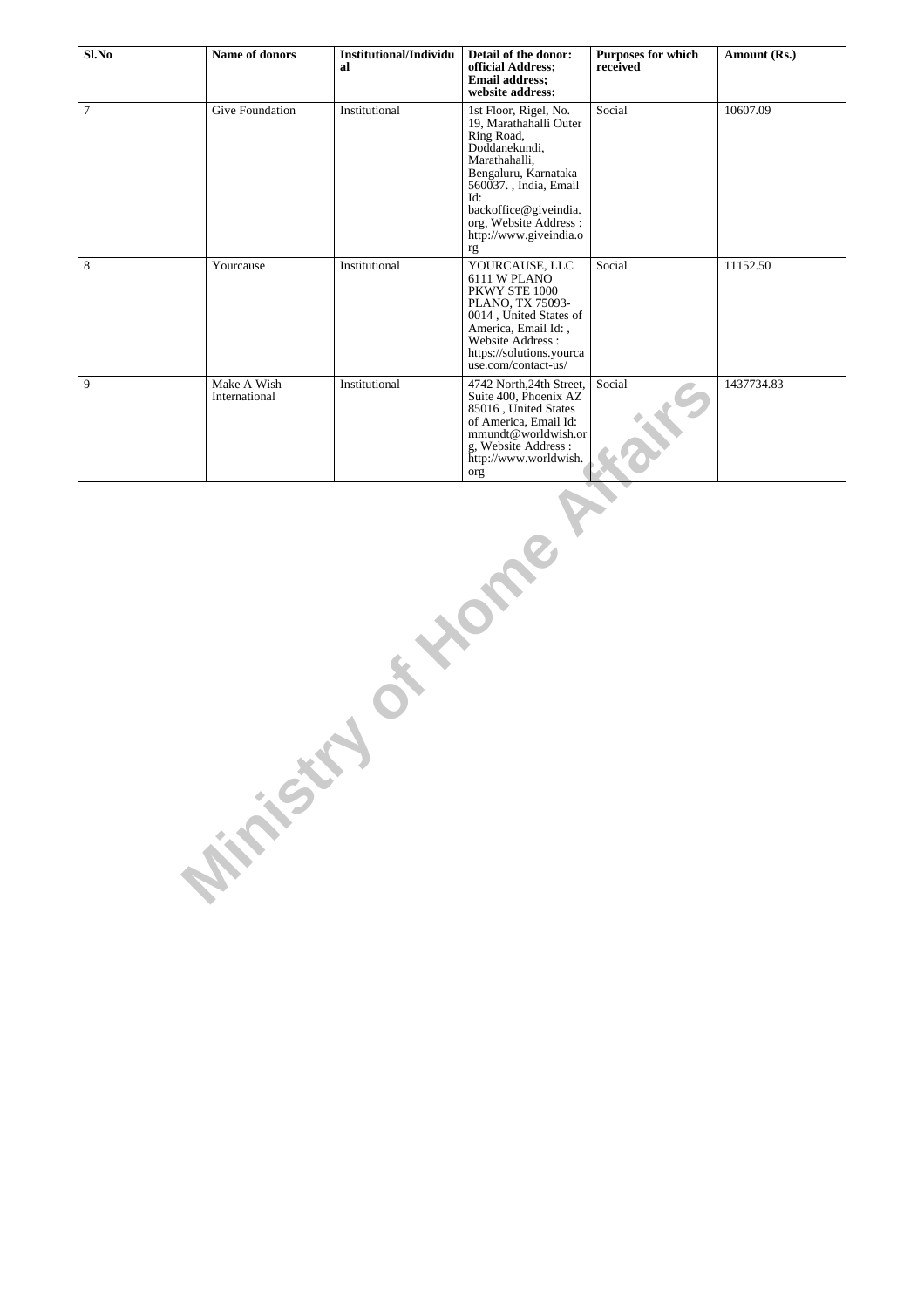| Sl.No | Name of donors | Institutional/Individual | Detail of the donor: official Address; Email address; website address: | Purposes for which received | Amount (Rs.) |
|---|---|---|---|---|---|
| 7 | Give Foundation | Institutional | 1st Floor, Rigel, No. 19, Marathahalli Outer Ring Road, Doddanekundi, Marathahalli, Bengaluru, Karnataka 560037. , India, Email Id: backoffice@giveindia.org, Website Address : http://www.giveindia.org | Social | 10607.09 |
| 8 | Yourcause | Institutional | YOURCAUSE, LLC 6111 W PLANO PKWY STE 1000 PLANO, TX 75093-0014 , United States of America, Email Id: , Website Address : https://solutions.yourcause.com/contact-us/ | Social | 11152.50 |
| 9 | Make A Wish International | Institutional | 4742 North,24th Street, Suite 400, Phoenix AZ 85016 , United States of America, Email Id: mmundt@worldwish.org, Website Address : http://www.worldwish.org | Social | 1437734.83 |